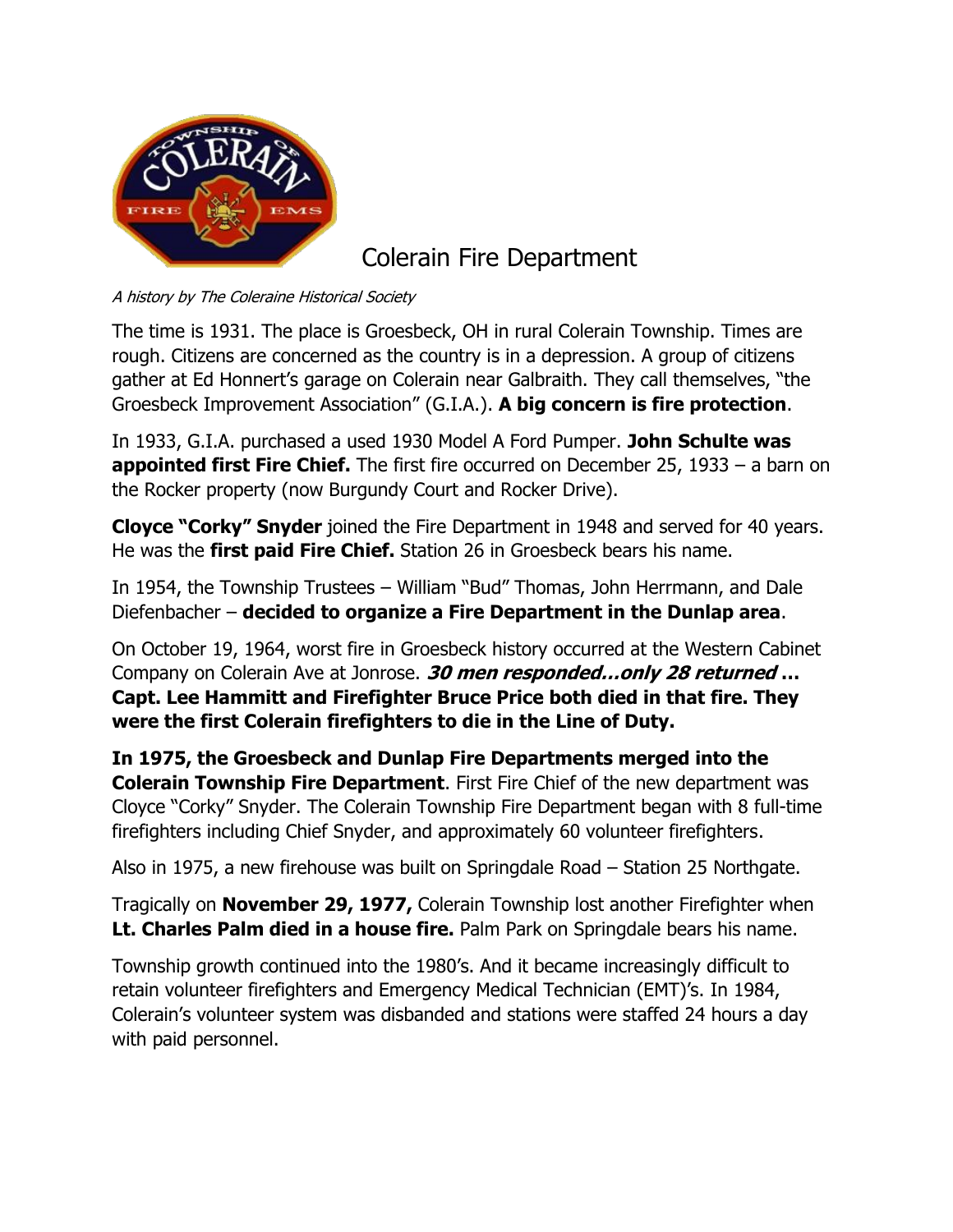# Colerain Fire Department

*A history by The Coleraine Historical Society*

The time is 1931. The place is Groesbeck, OH in rural Colerain Township. Times are rough. Citizens are concerned as the country is in a depression. A group of citizens gather at Ed Honnert's garage on Colerain near Galbraith. They call themselves, "the Groesbeck Improvement Association" (G.I.A.). **A big concern is fire protection**.

In 1933, G.I.A. purchased a used 1930 Model A Ford Pumper. **John Schulte was appointed first Fire Chief.** The first fire occurred on December 25, 1933 – a barn on the Rocker property (now Burgundy Court and Rocker Drive).

**Cloyce "Corky" Snyder** joined the Fire Department in 1948 and served for 40 years. He was the **first paid Fire Chief.** Station 26 in Groesbeck bears his name.

In 1954, the Township Trustees – William "Bud" Thomas, John Herrmann, and Dale Diefenbacher – **decided to organize a Fire Department in the Dunlap area**.

On October 19, 1964, worst fire in Groesbeck history occurred at the Western Cabinet Company on Colerain Ave at Jonrose. ***30 men responded…only 28 returned* … Capt. Lee Hammitt and Firefighter Bruce Price both died in that fire. They were the first Colerain firefighters to die in the Line of Duty.**

**In 1975, the Groesbeck and Dunlap Fire Departments merged into the Colerain Township Fire Department**. First Fire Chief of the new department was Cloyce "Corky" Snyder. The Colerain Township Fire Department began with 8 full-time firefighters including Chief Snyder, and approximately 60 volunteer firefighters.

Also in 1975, a new firehouse was built on Springdale Road – Station 25 Northgate.

Tragically on **November 29, 1977,** Colerain Township lost another Firefighter when **Lt. Charles Palm died in a house fire.** Palm Park on Springdale bears his name.

Township growth continued into the 1980's. And it became increasingly difficult to retain volunteer firefighters and Emergency Medical Technician (EMT)'s. In 1984, Colerain's volunteer system was disbanded and stations were staffed 24 hours a day with paid personnel.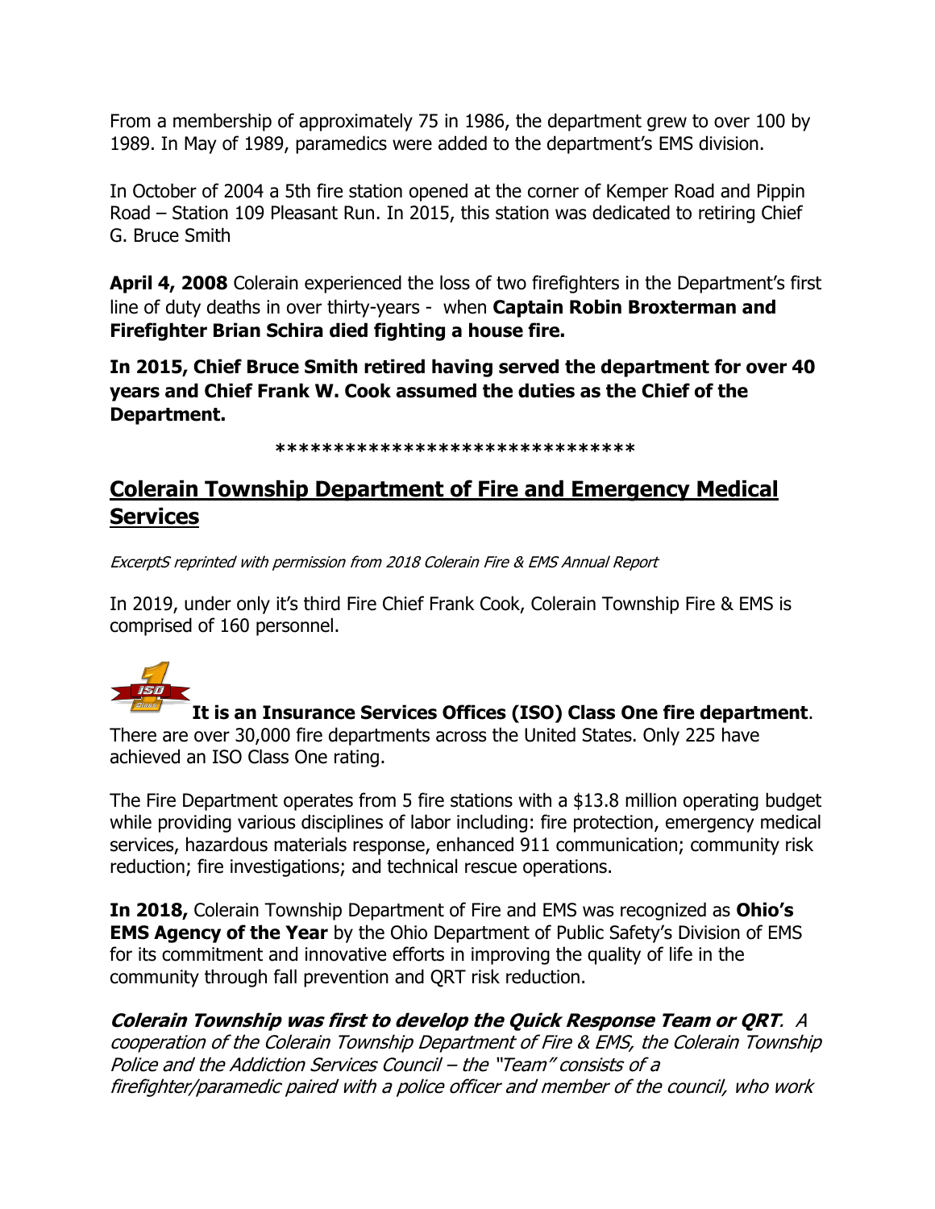From a membership of approximately 75 in 1986, the department grew to over 100 by 1989. In May of 1989, paramedics were added to the department's EMS division.

In October of 2004 a 5th fire station opened at the corner of Kemper Road and Pippin Road – Station 109 Pleasant Run. In 2015, this station was dedicated to retiring Chief G. Bruce Smith

**April 4, 2008** Colerain experienced the loss of two firefighters in the Department's first line of duty deaths in over thirty-years - when **Captain Robin Broxterman and Firefighter Brian Schira died fighting a house fire.**

**In 2015, Chief Bruce Smith retired having served the department for over 40 years and Chief Frank W. Cook assumed the duties as the Chief of the Department.**

*******************************

## Colerain Township Department of Fire and Emergency Medical Services

*ExcerptS reprinted with permission from 2018 Colerain Fire & EMS Annual Report*

In 2019, under only it's third Fire Chief Frank Cook, Colerain Township Fire & EMS is comprised of 160 personnel.

**It is an Insurance Services Offices (ISO) Class One fire department**. There are over 30,000 fire departments across the United States. Only 225 have achieved an ISO Class One rating.

The Fire Department operates from 5 fire stations with a $13.8 million operating budget while providing various disciplines of labor including: fire protection, emergency medical services, hazardous materials response, enhanced 911 communication; community risk reduction; fire investigations; and technical rescue operations.

**In 2018,** Colerain Township Department of Fire and EMS was recognized as **Ohio's EMS Agency of the Year** by the Ohio Department of Public Safety's Division of EMS for its commitment and innovative efforts in improving the quality of life in the community through fall prevention and QRT risk reduction.

***Colerain Township was first to develop the Quick Response Team or QRT**. A cooperation of the Colerain Township Department of Fire & EMS, the Colerain Township Police and the Addiction Services Council – the "Team" consists of a firefighter/paramedic paired with a police officer and member of the council, who work*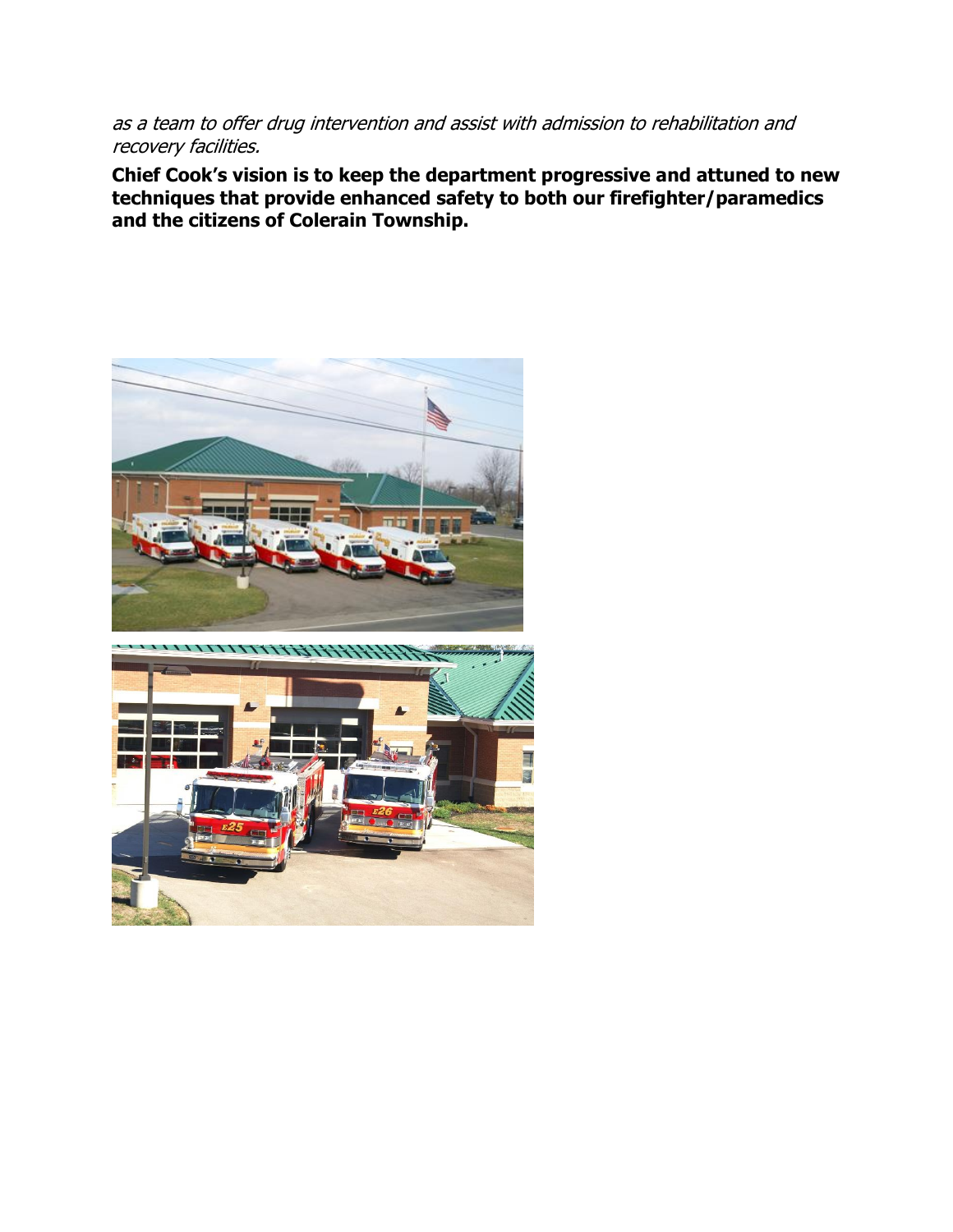*as a team to offer drug intervention and assist with admission to rehabilitation and recovery facilities.*

**Chief Cook's vision is to keep the department progressive and attuned to new techniques that provide enhanced safety to both our firefighter/paramedics and the citizens of Colerain Township.**